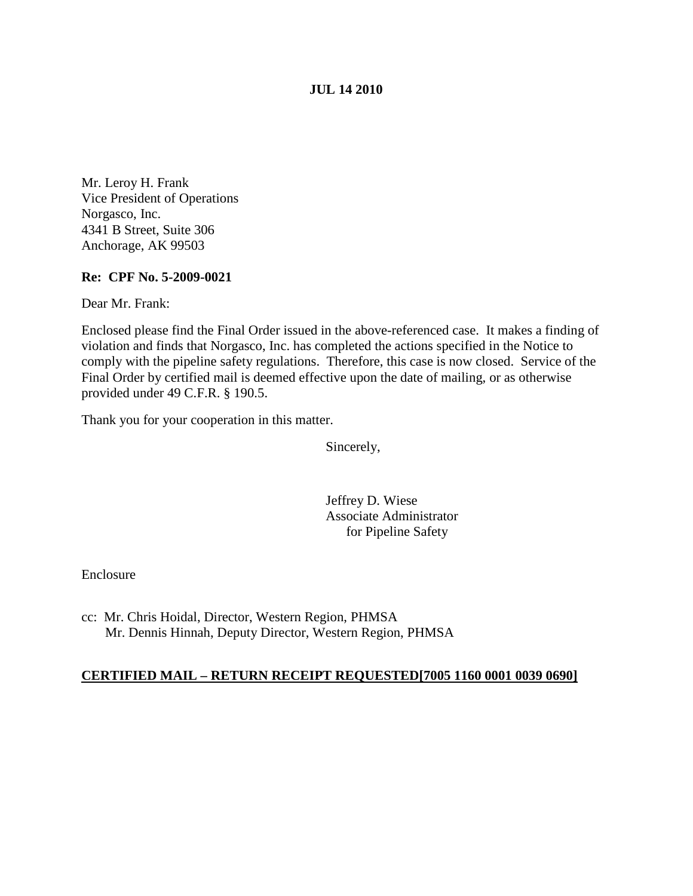**JUL 14 2010**

Mr. Leroy H. Frank
Vice President of Operations
Norgasco, Inc.
4341 B Street, Suite 306
Anchorage, AK 99503

**Re: CPF No. 5-2009-0021**

Dear Mr. Frank:

Enclosed please find the Final Order issued in the above-referenced case. It makes a finding of violation and finds that Norgasco, Inc. has completed the actions specified in the Notice to comply with the pipeline safety regulations. Therefore, this case is now closed. Service of the Final Order by certified mail is deemed effective upon the date of mailing, or as otherwise provided under 49 C.F.R. § 190.5.

Thank you for your cooperation in this matter.

Sincerely,

Jeffrey D. Wiese
Associate Administrator
for Pipeline Safety

Enclosure

cc: Mr. Chris Hoidal, Director, Western Region, PHMSA
Mr. Dennis Hinnah, Deputy Director, Western Region, PHMSA

**CERTIFIED MAIL – RETURN RECEIPT REQUESTED[7005 1160 0001 0039 0690]**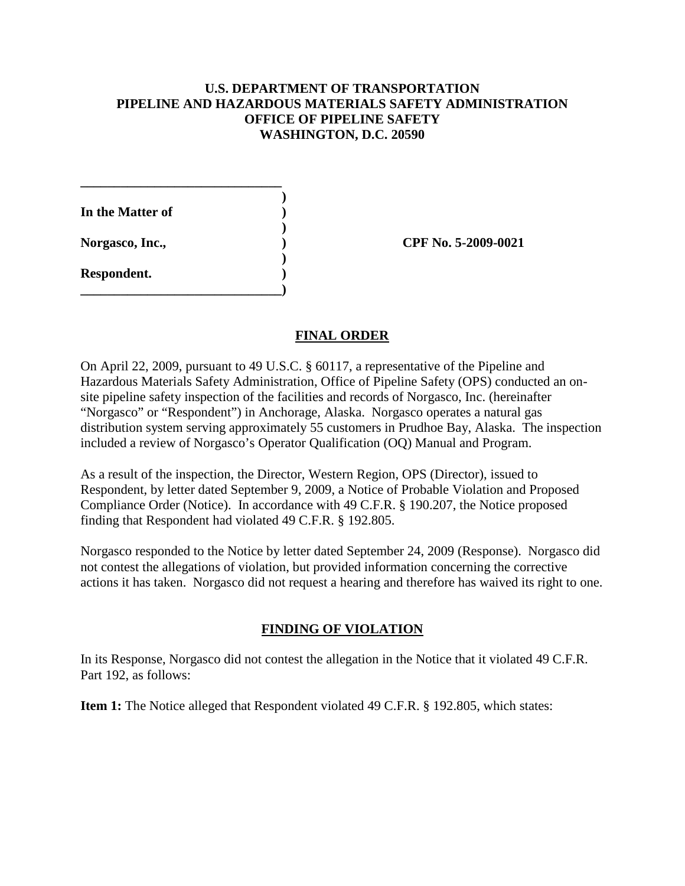**U.S. DEPARTMENT OF TRANSPORTATION**
**PIPELINE AND HAZARDOUS MATERIALS SAFETY ADMINISTRATION**
**OFFICE OF PIPELINE SAFETY**
**WASHINGTON, D.C. 20590**

| | | |
|---|---|---|
| **In the Matter of** | ) | |
| | ) | |
| **Norgasco, Inc.,** | ) | **CPF No. 5-2009-0021** |
| | ) | |
| **Respondent.** | ) | |

## FINAL ORDER

On April 22, 2009, pursuant to 49 U.S.C. § 60117, a representative of the Pipeline and Hazardous Materials Safety Administration, Office of Pipeline Safety (OPS) conducted an on-site pipeline safety inspection of the facilities and records of Norgasco, Inc. (hereinafter "Norgasco" or "Respondent") in Anchorage, Alaska. Norgasco operates a natural gas distribution system serving approximately 55 customers in Prudhoe Bay, Alaska. The inspection included a review of Norgasco's Operator Qualification (OQ) Manual and Program.

As a result of the inspection, the Director, Western Region, OPS (Director), issued to Respondent, by letter dated September 9, 2009, a Notice of Probable Violation and Proposed Compliance Order (Notice). In accordance with 49 C.F.R. § 190.207, the Notice proposed finding that Respondent had violated 49 C.F.R. § 192.805.

Norgasco responded to the Notice by letter dated September 24, 2009 (Response). Norgasco did not contest the allegations of violation, but provided information concerning the corrective actions it has taken. Norgasco did not request a hearing and therefore has waived its right to one.

## FINDING OF VIOLATION

In its Response, Norgasco did not contest the allegation in the Notice that it violated 49 C.F.R. Part 192, as follows:

**Item 1:** The Notice alleged that Respondent violated 49 C.F.R. § 192.805, which states: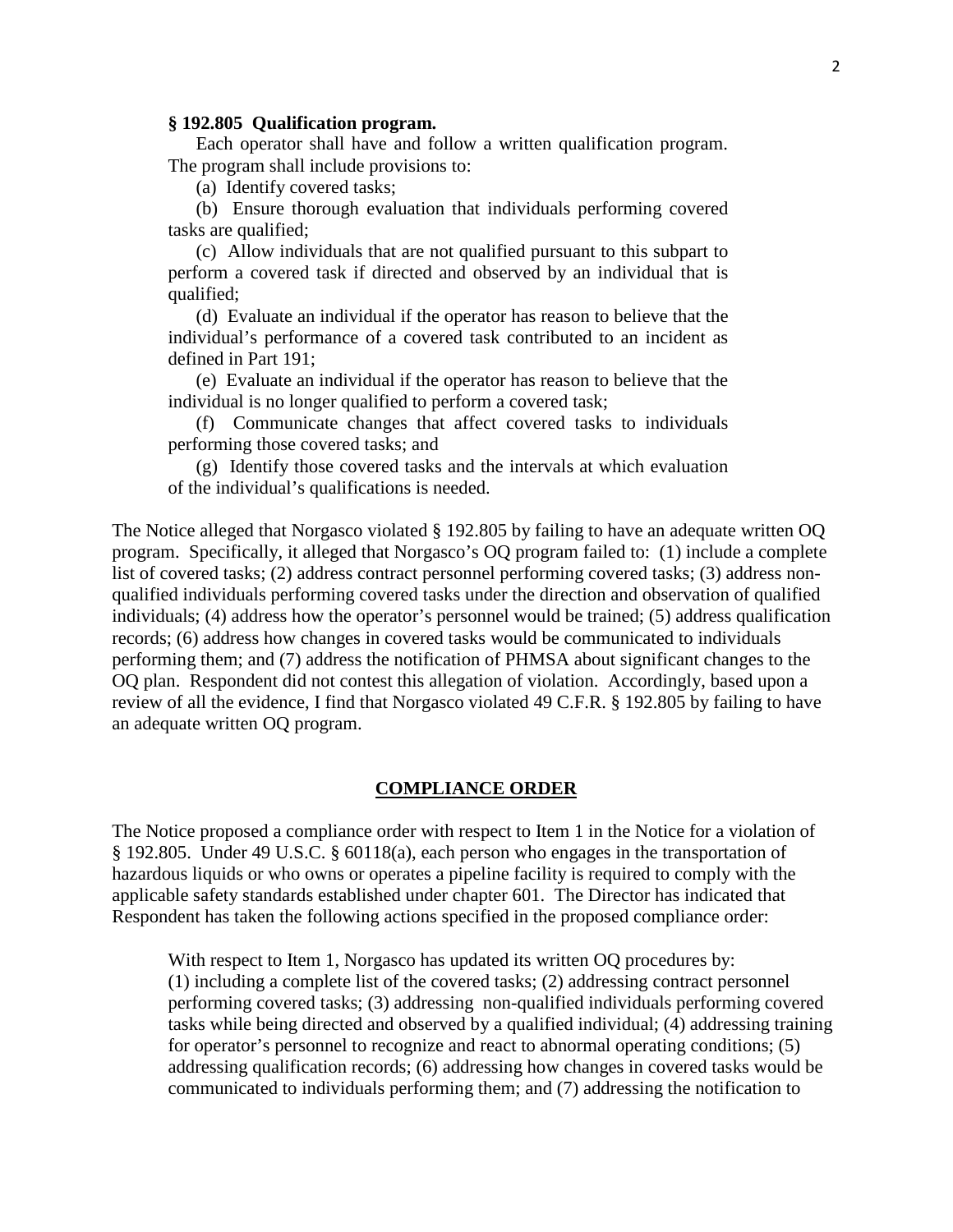**§ 192.805 Qualification program.**

Each operator shall have and follow a written qualification program. The program shall include provisions to:

(a) Identify covered tasks;

(b) Ensure thorough evaluation that individuals performing covered tasks are qualified;

(c) Allow individuals that are not qualified pursuant to this subpart to perform a covered task if directed and observed by an individual that is qualified;

(d) Evaluate an individual if the operator has reason to believe that the individual's performance of a covered task contributed to an incident as defined in Part 191;

(e) Evaluate an individual if the operator has reason to believe that the individual is no longer qualified to perform a covered task;

(f) Communicate changes that affect covered tasks to individuals performing those covered tasks; and

(g) Identify those covered tasks and the intervals at which evaluation of the individual's qualifications is needed.

The Notice alleged that Norgasco violated § 192.805 by failing to have an adequate written OQ program. Specifically, it alleged that Norgasco's OQ program failed to: (1) include a complete list of covered tasks; (2) address contract personnel performing covered tasks; (3) address non-qualified individuals performing covered tasks under the direction and observation of qualified individuals; (4) address how the operator's personnel would be trained; (5) address qualification records; (6) address how changes in covered tasks would be communicated to individuals performing them; and (7) address the notification of PHMSA about significant changes to the OQ plan. Respondent did not contest this allegation of violation. Accordingly, based upon a review of all the evidence, I find that Norgasco violated 49 C.F.R. § 192.805 by failing to have an adequate written OQ program.

## COMPLIANCE ORDER

The Notice proposed a compliance order with respect to Item 1 in the Notice for a violation of § 192.805. Under 49 U.S.C. § 60118(a), each person who engages in the transportation of hazardous liquids or who owns or operates a pipeline facility is required to comply with the applicable safety standards established under chapter 601. The Director has indicated that Respondent has taken the following actions specified in the proposed compliance order:

> With respect to Item 1, Norgasco has updated its written OQ procedures by: (1) including a complete list of the covered tasks; (2) addressing contract personnel performing covered tasks; (3) addressing non-qualified individuals performing covered tasks while being directed and observed by a qualified individual; (4) addressing training for operator's personnel to recognize and react to abnormal operating conditions; (5) addressing qualification records; (6) addressing how changes in covered tasks would be communicated to individuals performing them; and (7) addressing the notification to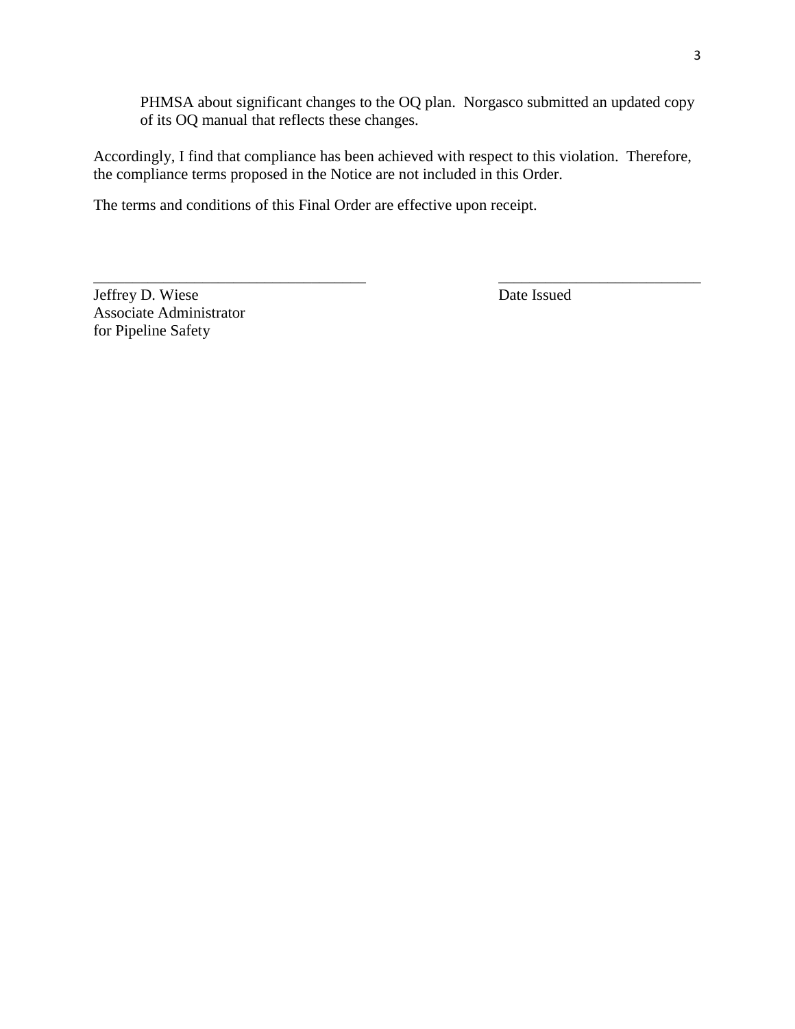PHMSA about significant changes to the OQ plan. Norgasco submitted an updated copy of its OQ manual that reflects these changes.

Accordingly, I find that compliance has been achieved with respect to this violation. Therefore, the compliance terms proposed in the Notice are not included in this Order.

The terms and conditions of this Final Order are effective upon receipt.

| | |
|---|---|
| ___________________________________ | __________________________ |
| Jeffrey D. Wiese<br>Associate Administrator<br>for Pipeline Safety | Date Issued |